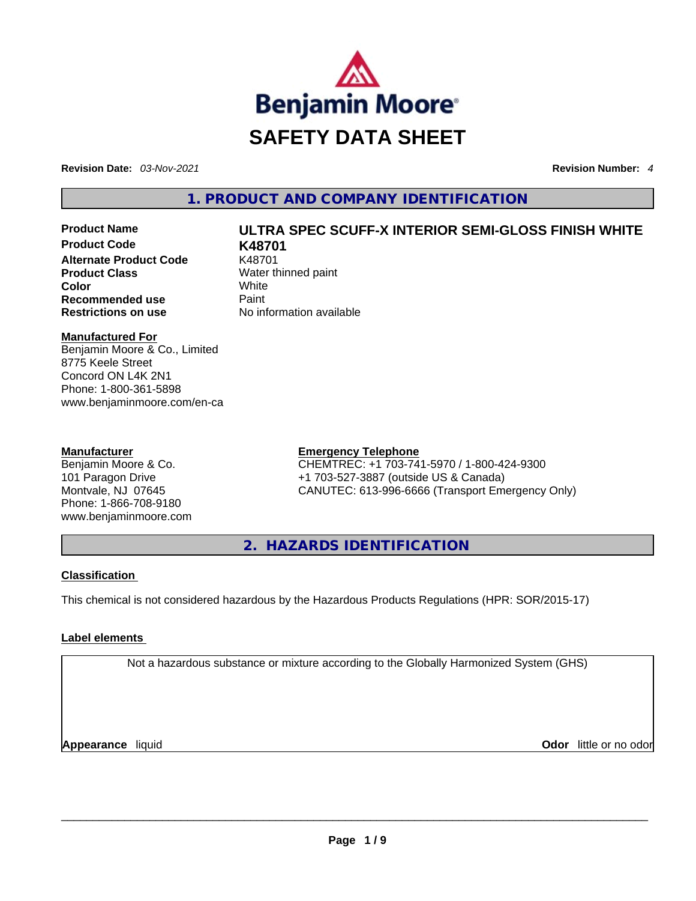Benjamin Moore®

# SAFETY DATA SHEET

**Revision Date:** *03-Nov-2021* **Revision Number:** *4*

## 1. PRODUCT AND COMPANY IDENTIFICATION

| | |
|---|---|
| **Product Name** | **ULTRA SPEC SCUFF-X INTERIOR SEMI-GLOSS FINISH WHITE** |
| **Product Code** | **K48701** |
| **Alternate Product Code** | K48701 |
| **Product Class** | Water thinned paint |
| **Color** | White |
| **Recommended use** | Paint |
| **Restrictions on use** | No information available |

**Manufactured For**
Benjamin Moore & Co., Limited
8775 Keele Street
Concord ON L4K 2N1
Phone: 1-800-361-5898
www.benjaminmoore.com/en-ca

**Manufacturer**
Benjamin Moore & Co.
101 Paragon Drive
Montvale, NJ 07645
Phone: 1-866-708-9180
www.benjaminmoore.com

**Emergency Telephone**
CHEMTREC: +1 703-741-5970 / 1-800-424-9300
+1 703-527-3887 (outside US & Canada)
CANUTEC: 613-996-6666 (Transport Emergency Only)

## 2. HAZARDS IDENTIFICATION

**Classification**

This chemical is not considered hazardous by the Hazardous Products Regulations (HPR: SOR/2015-17)

**Label elements**

Not a hazardous substance or mixture according to the Globally Harmonized System (GHS)

**Appearance** liquid **Odor** little or no odor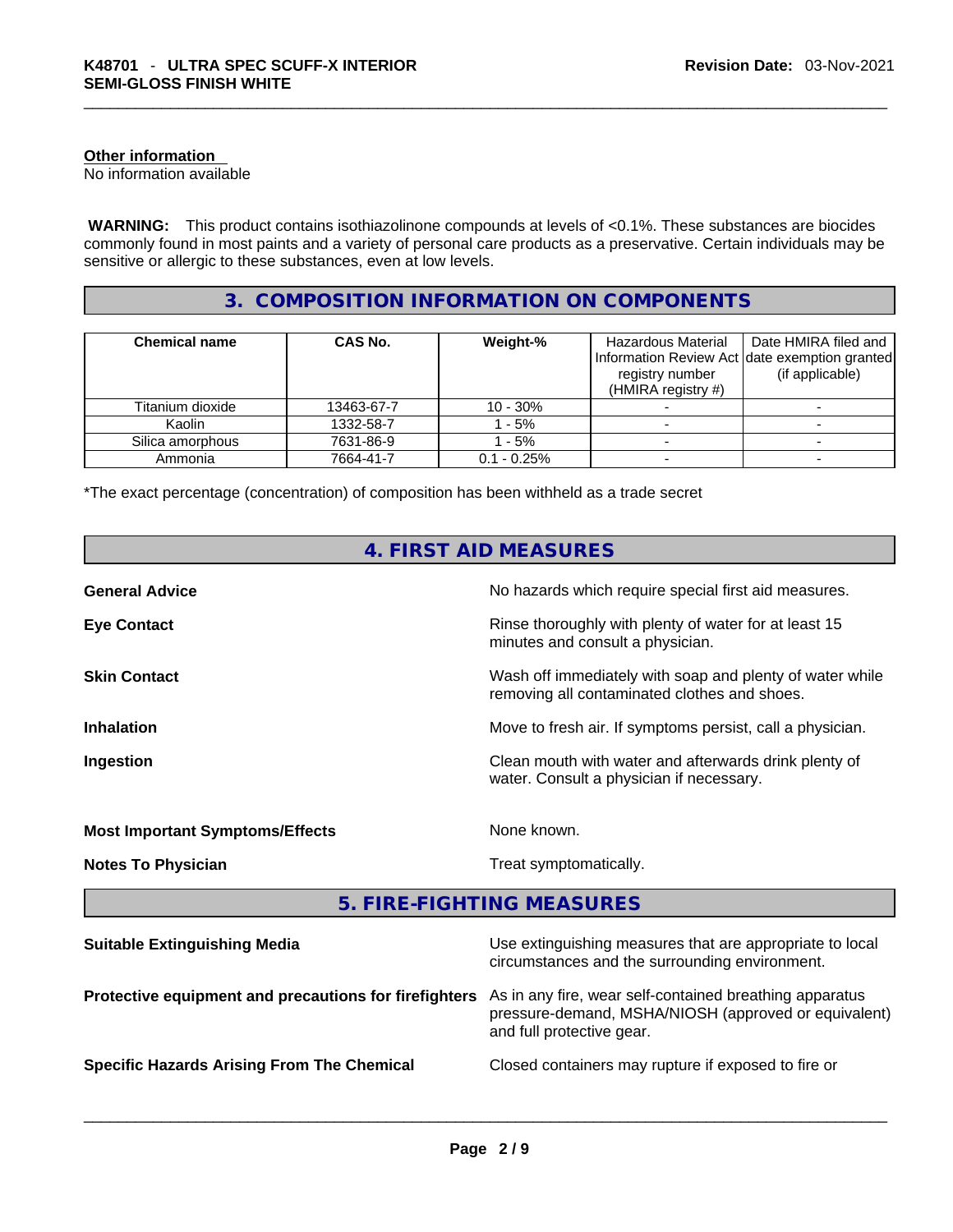**Other information**
No information available

**WARNING:** This product contains isothiazolinone compounds at levels of <0.1%. These substances are biocides commonly found in most paints and a variety of personal care products as a preservative. Certain individuals may be sensitive or allergic to these substances, even at low levels.

## 3. COMPOSITION INFORMATION ON COMPONENTS

| Chemical name | CAS No. | Weight-% | Hazardous Material Information Review Act registry number (HMIRA registry #) | Date HMIRA filed and date exemption granted (if applicable) |
|---|---|---|---|---|
| Titanium dioxide | 13463-67-7 | 10 - 30% | - | - |
| Kaolin | 1332-58-7 | 1 - 5% | - | - |
| Silica amorphous | 7631-86-9 | 1 - 5% | - | - |
| Ammonia | 7664-41-7 | 0.1 - 0.25% | - | - |

*The exact percentage (concentration) of composition has been withheld as a trade secret

## 4. FIRST AID MEASURES

**General Advice** No hazards which require special first aid measures.

**Eye Contact** Rinse thoroughly with plenty of water for at least 15 minutes and consult a physician.

**Skin Contact** Wash off immediately with soap and plenty of water while removing all contaminated clothes and shoes.

**Inhalation** Move to fresh air. If symptoms persist, call a physician.

**Ingestion** Clean mouth with water and afterwards drink plenty of water. Consult a physician if necessary.

**Most Important Symptoms/Effects** None known.

**Notes To Physician** Treat symptomatically.

## 5. FIRE-FIGHTING MEASURES

**Suitable Extinguishing Media** Use extinguishing measures that are appropriate to local circumstances and the surrounding environment.

**Protective equipment and precautions for firefighters** As in any fire, wear self-contained breathing apparatus pressure-demand, MSHA/NIOSH (approved or equivalent) and full protective gear.

**Specific Hazards Arising From The Chemical** Closed containers may rupture if exposed to fire or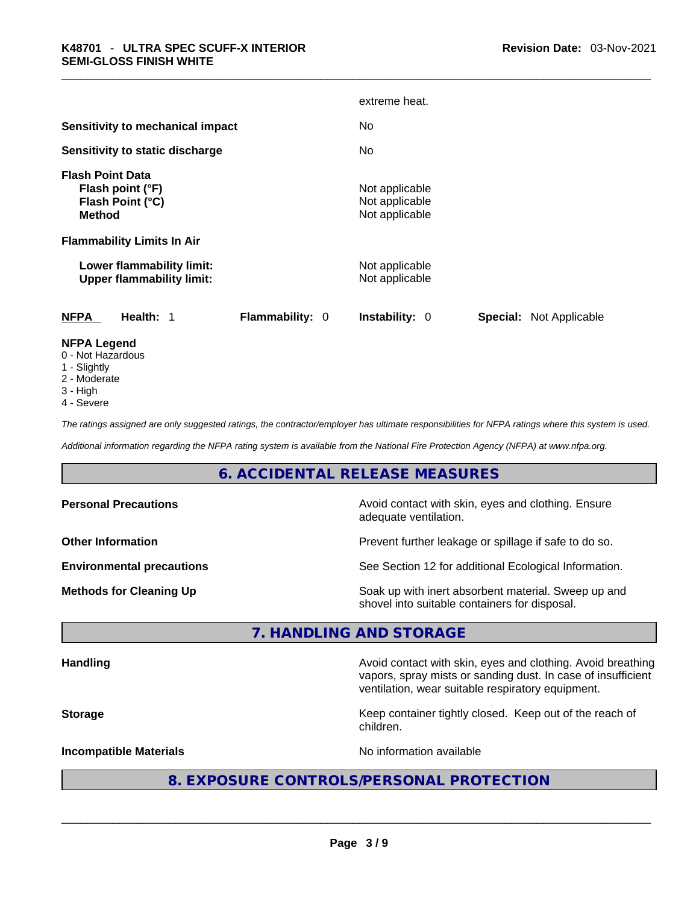| | |
|---|---|
| | extreme heat. |
| **Sensitivity to mechanical impact** | No |
| **Sensitivity to static discharge** | No |
| **Flash Point Data** | |
| **Flash point (°F)** | Not applicable |
| **Flash Point (°C)** | Not applicable |
| **Method** | Not applicable |
| **Flammability Limits In Air** | |
| **Lower flammability limit:** | Not applicable |
| **Upper flammability limit:** | Not applicable |

| **NFPA** | **Health:** 1 | **Flammability:** 0 | **Instability:** 0 | **Special:** Not Applicable |
|---|---|---|---|---|

**NFPA Legend**
0 - Not Hazardous
1 - Slightly
2 - Moderate
3 - High
4 - Severe

*The ratings assigned are only suggested ratings, the contractor/employer has ultimate responsibilities for NFPA ratings where this system is used.*

*Additional information regarding the NFPA rating system is available from the National Fire Protection Agency (NFPA) at www.nfpa.org.*

## 6. ACCIDENTAL RELEASE MEASURES

| | |
|---|---|
| **Personal Precautions** | Avoid contact with skin, eyes and clothing. Ensure adequate ventilation. |
| **Other Information** | Prevent further leakage or spillage if safe to do so. |
| **Environmental precautions** | See Section 12 for additional Ecological Information. |
| **Methods for Cleaning Up** | Soak up with inert absorbent material. Sweep up and shovel into suitable containers for disposal. |

## 7. HANDLING AND STORAGE

| | |
|---|---|
| **Handling** | Avoid contact with skin, eyes and clothing. Avoid breathing vapors, spray mists or sanding dust. In case of insufficient ventilation, wear suitable respiratory equipment. |
| **Storage** | Keep container tightly closed. Keep out of the reach of children. |
| **Incompatible Materials** | No information available |

## 8. EXPOSURE CONTROLS/PERSONAL PROTECTION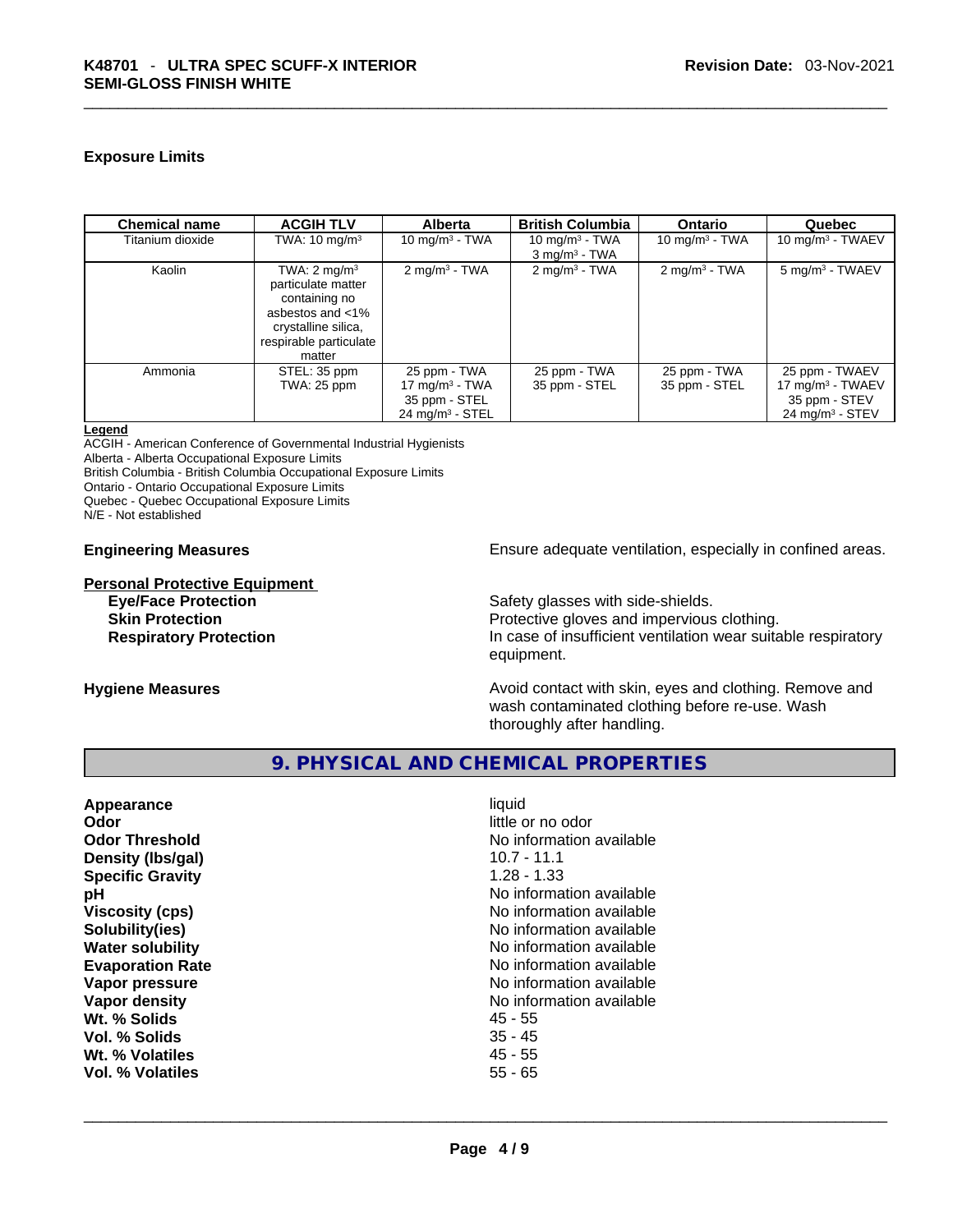### Exposure Limits

| Chemical name | ACGIH TLV | Alberta | British Columbia | Ontario | Quebec |
|---|---|---|---|---|---|
| Titanium dioxide | TWA: 10 mg/m$^3$ | 10 mg/m$^3$ - TWA | 10 mg/m$^3$ - TWA<br>3 mg/m$^3$ - TWA | 10 mg/m$^3$ - TWA | 10 mg/m$^3$ - TWAEV |
| Kaolin | TWA: 2 mg/m$^3$ particulate matter containing no asbestos and <1% crystalline silica, respirable particulate matter | 2 mg/m$^3$ - TWA | 2 mg/m$^3$ - TWA | 2 mg/m$^3$ - TWA | 5 mg/m$^3$ - TWAEV |
| Ammonia | STEL: 35 ppm<br>TWA: 25 ppm | 25 ppm - TWA<br>17 mg/m$^3$ - TWA<br>35 ppm - STEL<br>24 mg/m$^3$ - STEL | 25 ppm - TWA<br>35 ppm - STEL | 25 ppm - TWA<br>35 ppm - STEL | 25 ppm - TWAEV<br>17 mg/m$^3$ - TWAEV<br>35 ppm - STEV<br>24 mg/m$^3$ - STEV |

**Legend**
ACGIH - American Conference of Governmental Industrial Hygienists
Alberta - Alberta Occupational Exposure Limits
British Columbia - British Columbia Occupational Exposure Limits
Ontario - Ontario Occupational Exposure Limits
Quebec - Quebec Occupational Exposure Limits
N/E - Not established

**Engineering Measures** Ensure adequate ventilation, especially in confined areas.

**Personal Protective Equipment**

**Eye/Face Protection** Safety glasses with side-shields.
**Skin Protection** Protective gloves and impervious clothing.
**Respiratory Protection** In case of insufficient ventilation wear suitable respiratory equipment.

**Hygiene Measures** Avoid contact with skin, eyes and clothing. Remove and wash contaminated clothing before re-use. Wash thoroughly after handling.

## 9. PHYSICAL AND CHEMICAL PROPERTIES

| | |
|---|---|
| **Appearance** | liquid |
| **Odor** | little or no odor |
| **Odor Threshold** | No information available |
| **Density (lbs/gal)** | 10.7 - 11.1 |
| **Specific Gravity** | 1.28 - 1.33 |
| **pH** | No information available |
| **Viscosity (cps)** | No information available |
| **Solubility(ies)** | No information available |
| **Water solubility** | No information available |
| **Evaporation Rate** | No information available |
| **Vapor pressure** | No information available |
| **Vapor density** | No information available |
| **Wt. % Solids** | 45 - 55 |
| **Vol. % Solids** | 35 - 45 |
| **Wt. % Volatiles** | 45 - 55 |
| **Vol. % Volatiles** | 55 - 65 |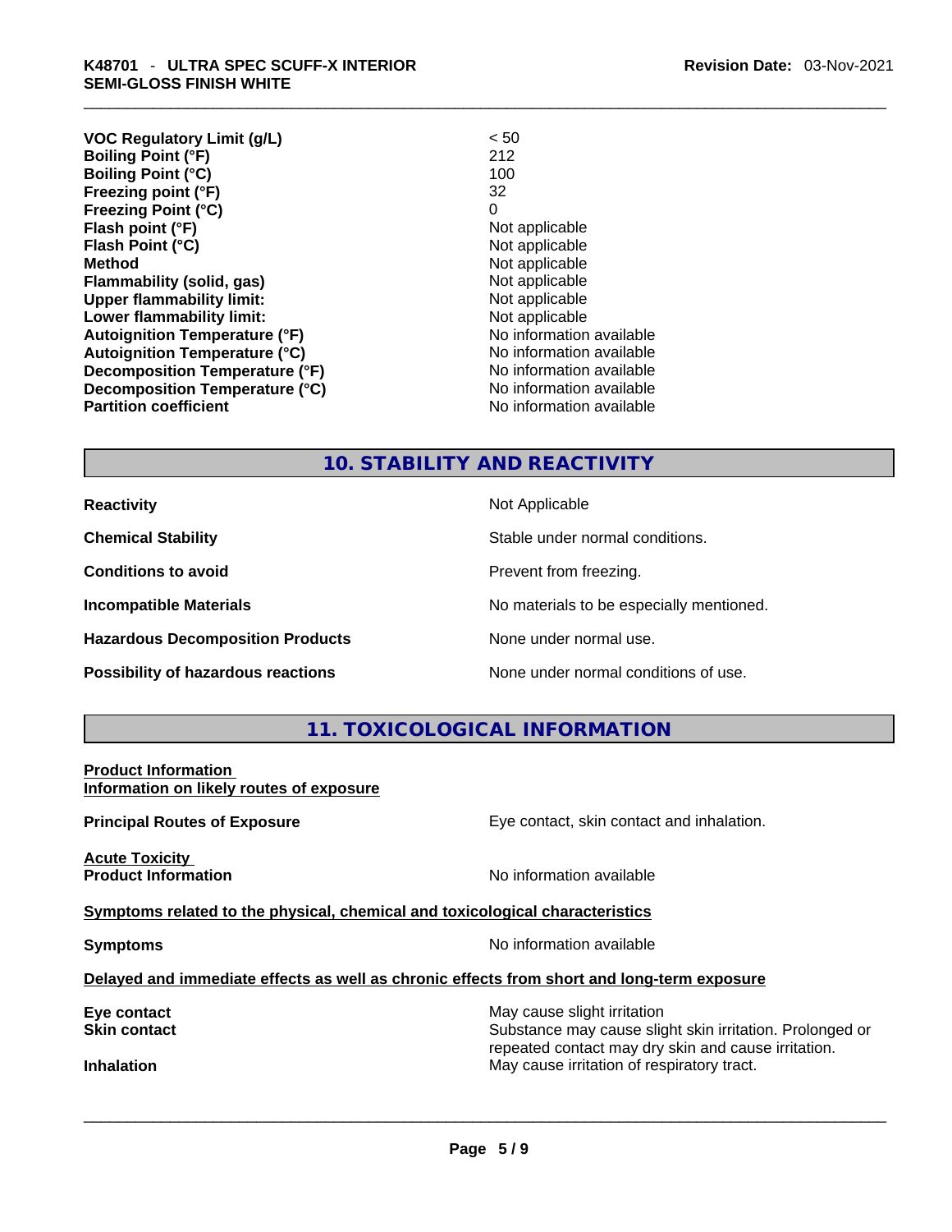| | |
|---|---|
| **VOC Regulatory Limit (g/L)** | < 50 |
| **Boiling Point (°F)** | 212 |
| **Boiling Point (°C)** | 100 |
| **Freezing point (°F)** | 32 |
| **Freezing Point (°C)** | 0 |
| **Flash point (°F)** | Not applicable |
| **Flash Point (°C)** | Not applicable |
| **Method** | Not applicable |
| **Flammability (solid, gas)** | Not applicable |
| **Upper flammability limit:** | Not applicable |
| **Lower flammability limit:** | Not applicable |
| **Autoignition Temperature (°F)** | No information available |
| **Autoignition Temperature (°C)** | No information available |
| **Decomposition Temperature (°F)** | No information available |
| **Decomposition Temperature (°C)** | No information available |
| **Partition coefficient** | No information available |

## 10. STABILITY AND REACTIVITY

| | |
|---|---|
| **Reactivity** | Not Applicable |
| **Chemical Stability** | Stable under normal conditions. |
| **Conditions to avoid** | Prevent from freezing. |
| **Incompatible Materials** | No materials to be especially mentioned. |
| **Hazardous Decomposition Products** | None under normal use. |
| **Possibility of hazardous reactions** | None under normal conditions of use. |

## 11. TOXICOLOGICAL INFORMATION

**Product Information**
**Information on likely routes of exposure**

**Principal Routes of Exposure**: Eye contact, skin contact and inhalation.

**Acute Toxicity**
**Product Information**: No information available

**Symptoms related to the physical, chemical and toxicological characteristics**

**Symptoms**: No information available

**Delayed and immediate effects as well as chronic effects from short and long-term exposure**

| | |
|---|---|
| **Eye contact** | May cause slight irritation |
| **Skin contact** | Substance may cause slight skin irritation. Prolonged or repeated contact may dry skin and cause irritation. |
| **Inhalation** | May cause irritation of respiratory tract. |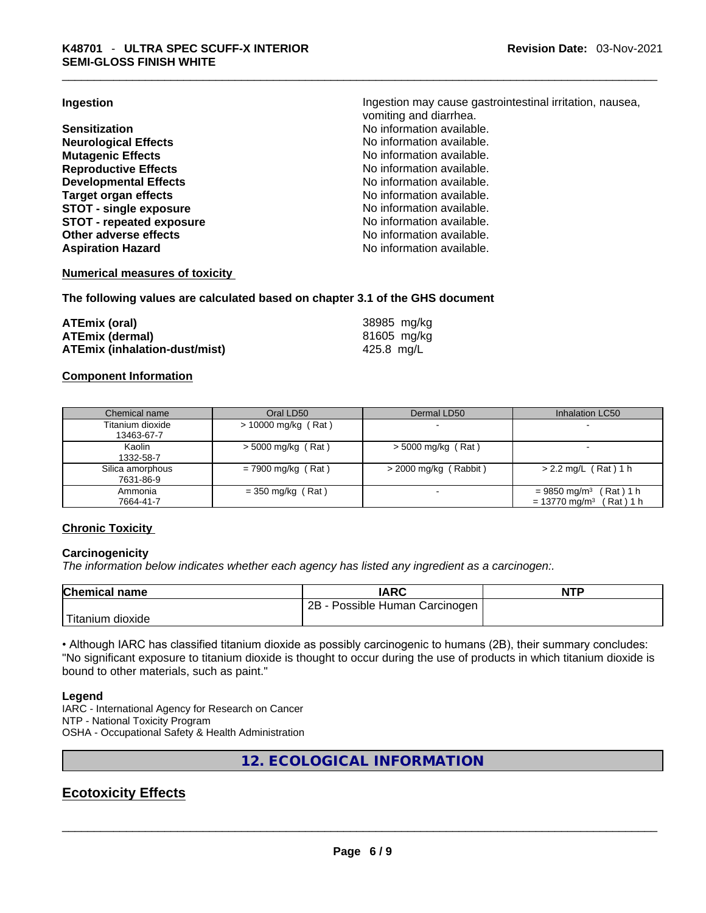**Ingestion**: Ingestion may cause gastrointestinal irritation, nausea, vomiting and diarrhea.

**Sensitization**: No information available.

**Neurological Effects**: No information available.

**Mutagenic Effects**: No information available.

**Reproductive Effects**: No information available.

**Developmental Effects**: No information available.

**Target organ effects**: No information available.

**STOT - single exposure**: No information available.

**STOT - repeated exposure**: No information available.

**Other adverse effects**: No information available.

**Aspiration Hazard**: No information available.

**Numerical measures of toxicity**

**The following values are calculated based on chapter 3.1 of the GHS document**

| | |
|---|---|
| **ATEmix (oral)** | 38985 mg/kg |
| **ATEmix (dermal)** | 81605 mg/kg |
| **ATEmix (inhalation-dust/mist)** | 425.8 mg/L |

**Component Information**

| Chemical name | Oral LD50 | Dermal LD50 | Inhalation LC50 |
|---|---|---|---|
| Titanium dioxide 13463-67-7 | > 10000 mg/kg ( Rat ) | - | - |
| Kaolin 1332-58-7 | > 5000 mg/kg ( Rat ) | > 5000 mg/kg ( Rat ) | - |
| Silica amorphous 7631-86-9 | = 7900 mg/kg ( Rat ) | > 2000 mg/kg ( Rabbit ) | > 2.2 mg/L ( Rat ) 1 h |
| Ammonia 7664-41-7 | = 350 mg/kg ( Rat ) | - | = 9850 mg/m³ ( Rat ) 1 h<br>= 13770 mg/m³ ( Rat ) 1 h |

**Chronic Toxicity**

**Carcinogenicity**

*The information below indicates whether each agency has listed any ingredient as a carcinogen:.*

| Chemical name | IARC | NTP |
|---|---|---|
| Titanium dioxide | 2B - Possible Human Carcinogen | |

• Although IARC has classified titanium dioxide as possibly carcinogenic to humans (2B), their summary concludes: "No significant exposure to titanium dioxide is thought to occur during the use of products in which titanium dioxide is bound to other materials, such as paint."

**Legend**

IARC - International Agency for Research on Cancer
NTP - National Toxicity Program
OSHA - Occupational Safety & Health Administration

## 12. ECOLOGICAL INFORMATION

## Ecotoxicity Effects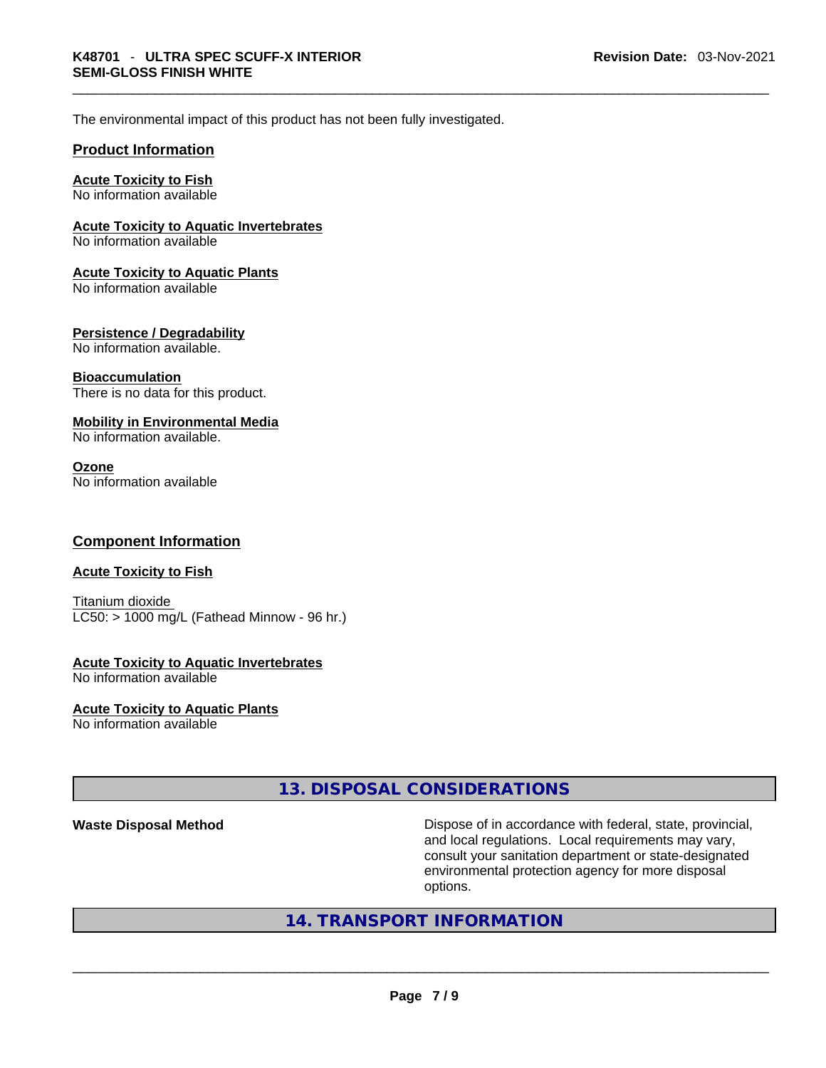The environmental impact of this product has not been fully investigated.

## Product Information

**Acute Toxicity to Fish**
No information available

**Acute Toxicity to Aquatic Invertebrates**
No information available

**Acute Toxicity to Aquatic Plants**
No information available

**Persistence / Degradability**
No information available.

**Bioaccumulation**
There is no data for this product.

**Mobility in Environmental Media**
No information available.

**Ozone**
No information available

## Component Information

**Acute Toxicity to Fish**

Titanium dioxide
LC50: > 1000 mg/L (Fathead Minnow - 96 hr.)

**Acute Toxicity to Aquatic Invertebrates**
No information available

**Acute Toxicity to Aquatic Plants**
No information available

## 13. DISPOSAL CONSIDERATIONS

**Waste Disposal Method** — Dispose of in accordance with federal, state, provincial, and local regulations. Local requirements may vary, consult your sanitation department or state-designated environmental protection agency for more disposal options.

## 14. TRANSPORT INFORMATION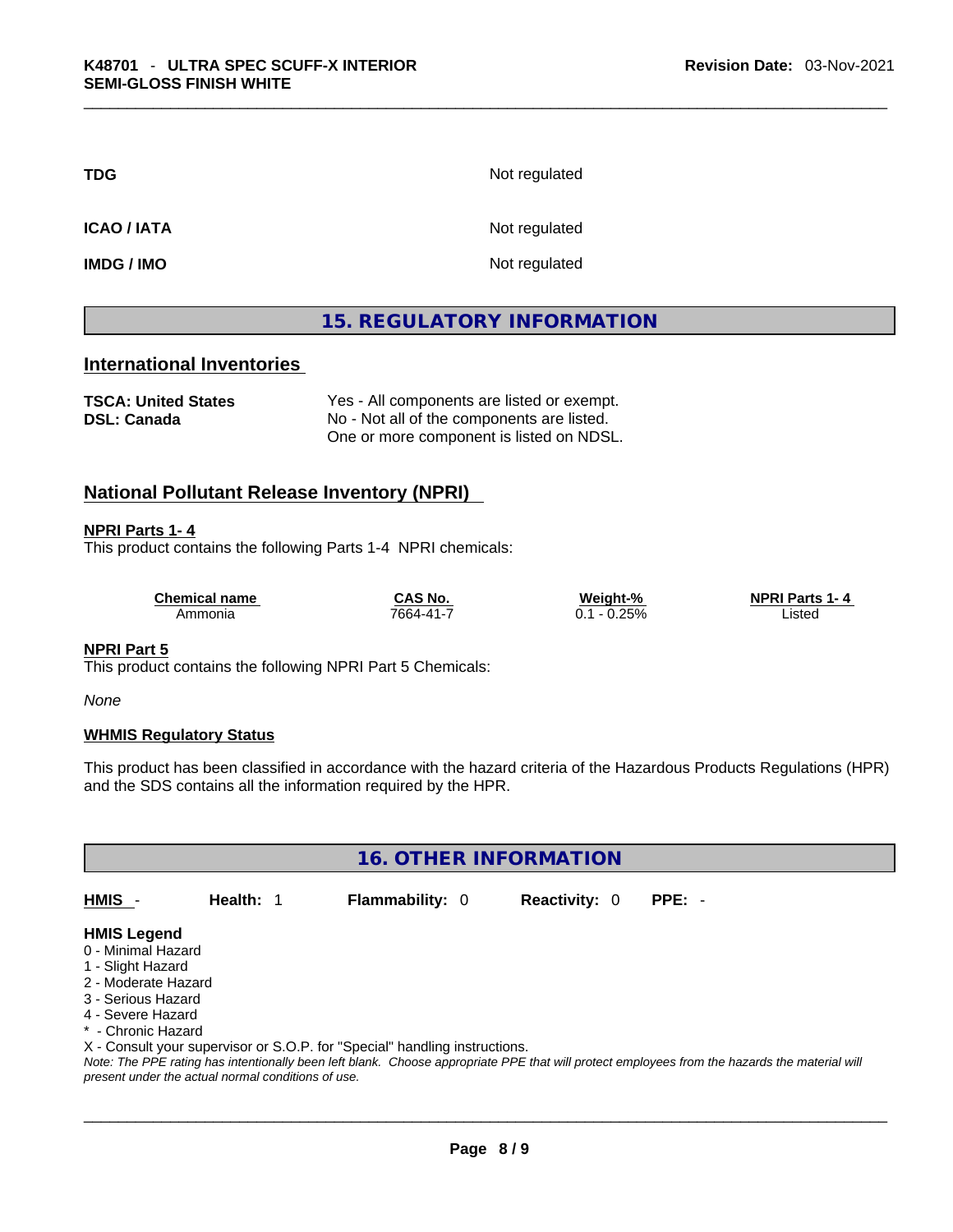| | |
|---|---|
| **TDG** | Not regulated |
| **ICAO / IATA** | Not regulated |
| **IMDG / IMO** | Not regulated |

## 15. REGULATORY INFORMATION

### International Inventories

| | |
|---|---|
| **TSCA: United States** | Yes - All components are listed or exempt. |
| **DSL: Canada** | No - Not all of the components are listed. One or more component is listed on NDSL. |

### National Pollutant Release Inventory (NPRI)

**NPRI Parts 1- 4**

This product contains the following Parts 1-4 NPRI chemicals:

| Chemical name | CAS No. | Weight-% | NPRI Parts 1- 4 |
|---|---|---|---|
| Ammonia | 7664-41-7 | 0.1 - 0.25% | Listed |

**NPRI Part 5**

This product contains the following NPRI Part 5 Chemicals:

*None*

**WHMIS Regulatory Status**

This product has been classified in accordance with the hazard criteria of the Hazardous Products Regulations (HPR) and the SDS contains all the information required by the HPR.

## 16. OTHER INFORMATION

| **HMIS** - | **Health:** 1 | **Flammability:** 0 | **Reactivity:** 0 | **PPE:** - |
|---|---|---|---|---|

**HMIS Legend**

- 0 - Minimal Hazard
- 1 - Slight Hazard
- 2 - Moderate Hazard
- 3 - Serious Hazard
- 4 - Severe Hazard
- * - Chronic Hazard

X - Consult your supervisor or S.O.P. for "Special" handling instructions.

*Note: The PPE rating has intentionally been left blank. Choose appropriate PPE that will protect employees from the hazards the material will present under the actual normal conditions of use.*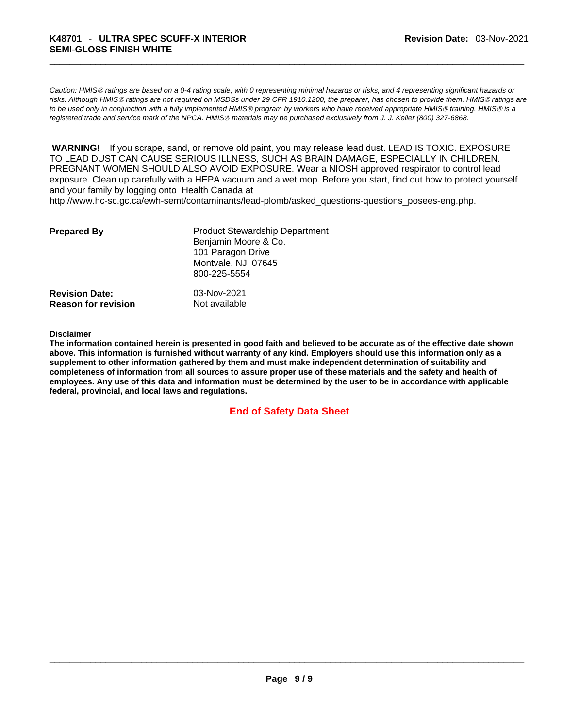*Caution: HMIS® ratings are based on a 0-4 rating scale, with 0 representing minimal hazards or risks, and 4 representing significant hazards or risks. Although HMIS® ratings are not required on MSDSs under 29 CFR 1910.1200, the preparer, has chosen to provide them. HMIS® ratings are to be used only in conjunction with a fully implemented HMIS® program by workers who have received appropriate HMIS® training. HMIS® is a registered trade and service mark of the NPCA. HMIS® materials may be purchased exclusively from J. J. Keller (800) 327-6868.*

**WARNING!** If you scrape, sand, or remove old paint, you may release lead dust. LEAD IS TOXIC. EXPOSURE TO LEAD DUST CAN CAUSE SERIOUS ILLNESS, SUCH AS BRAIN DAMAGE, ESPECIALLY IN CHILDREN. PREGNANT WOMEN SHOULD ALSO AVOID EXPOSURE. Wear a NIOSH approved respirator to control lead exposure. Clean up carefully with a HEPA vacuum and a wet mop. Before you start, find out how to protect yourself and your family by logging onto Health Canada at http://www.hc-sc.gc.ca/ewh-semt/contaminants/lead-plomb/asked_questions-questions_posees-eng.php.

| | |
|---|---|
| **Prepared By** | Product Stewardship Department<br>Benjamin Moore & Co.<br>101 Paragon Drive<br>Montvale, NJ 07645<br>800-225-5554 |
| **Revision Date:** | 03-Nov-2021 |
| **Reason for revision** | Not available |

**Disclaimer**

**The information contained herein is presented in good faith and believed to be accurate as of the effective date shown above. This information is furnished without warranty of any kind. Employers should use this information only as a supplement to other information gathered by them and must make independent determination of suitability and completeness of information from all sources to assure proper use of these materials and the safety and health of employees. Any use of this data and information must be determined by the user to be in accordance with applicable federal, provincial, and local laws and regulations.**

**End of Safety Data Sheet**